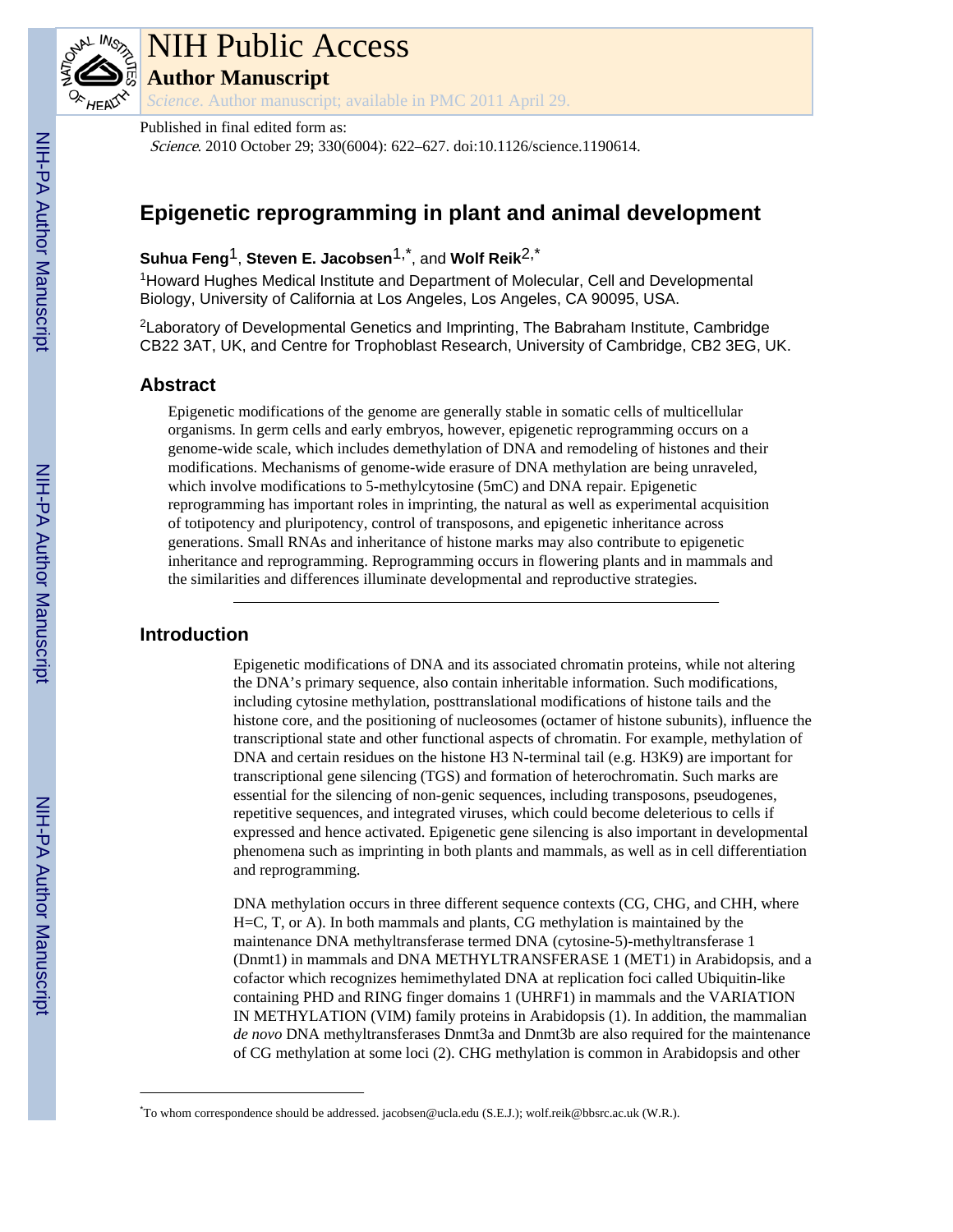# Epigenetic reprogramming in plant and animal development

**Suhua Feng**[1], **Steven E. Jacobsen**[1,*], and **Wolf Reik**[2,*]

[1]Howard Hughes Medical Institute and Department of Molecular, Cell and Developmental Biology, University of California at Los Angeles, Los Angeles, CA 90095, USA.

[2]Laboratory of Developmental Genetics and Imprinting, The Babraham Institute, Cambridge CB22 3AT, UK, and Centre for Trophoblast Research, University of Cambridge, CB2 3EG, UK.

## Abstract

Epigenetic modifications of the genome are generally stable in somatic cells of multicellular organisms. In germ cells and early embryos, however, epigenetic reprogramming occurs on a genome-wide scale, which includes demethylation of DNA and remodeling of histones and their modifications. Mechanisms of genome-wide erasure of DNA methylation are being unraveled, which involve modifications to 5-methylcytosine (5mC) and DNA repair. Epigenetic reprogramming has important roles in imprinting, the natural as well as experimental acquisition of totipotency and pluripotency, control of transposons, and epigenetic inheritance across generations. Small RNAs and inheritance of histone marks may also contribute to epigenetic inheritance and reprogramming. Reprogramming occurs in flowering plants and in mammals and the similarities and differences illuminate developmental and reproductive strategies.

## Introduction

Epigenetic modifications of DNA and its associated chromatin proteins, while not altering the DNA's primary sequence, also contain inheritable information. Such modifications, including cytosine methylation, posttranslational modifications of histone tails and the histone core, and the positioning of nucleosomes (octamer of histone subunits), influence the transcriptional state and other functional aspects of chromatin. For example, methylation of DNA and certain residues on the histone H3 N-terminal tail (e.g. H3K9) are important for transcriptional gene silencing (TGS) and formation of heterochromatin. Such marks are essential for the silencing of non-genic sequences, including transposons, pseudogenes, repetitive sequences, and integrated viruses, which could become deleterious to cells if expressed and hence activated. Epigenetic gene silencing is also important in developmental phenomena such as imprinting in both plants and mammals, as well as in cell differentiation and reprogramming.

DNA methylation occurs in three different sequence contexts (CG, CHG, and CHH, where H=C, T, or A). In both mammals and plants, CG methylation is maintained by the maintenance DNA methyltransferase termed DNA (cytosine-5)-methyltransferase 1 (Dnmt1) in mammals and DNA METHYLTRANSFERASE 1 (MET1) in Arabidopsis, and a cofactor which recognizes hemimethylated DNA at replication foci called Ubiquitin-like containing PHD and RING finger domains 1 (UHRF1) in mammals and the VARIATION IN METHYLATION (VIM) family proteins in Arabidopsis (1). In addition, the mammalian *de novo* DNA methyltransferases Dnmt3a and Dnmt3b are also required for the maintenance of CG methylation at some loci (2). CHG methylation is common in Arabidopsis and other

*To whom correspondence should be addressed. jacobsen@ucla.edu (S.E.J.); wolf.reik@bbsrc.ac.uk (W.R.).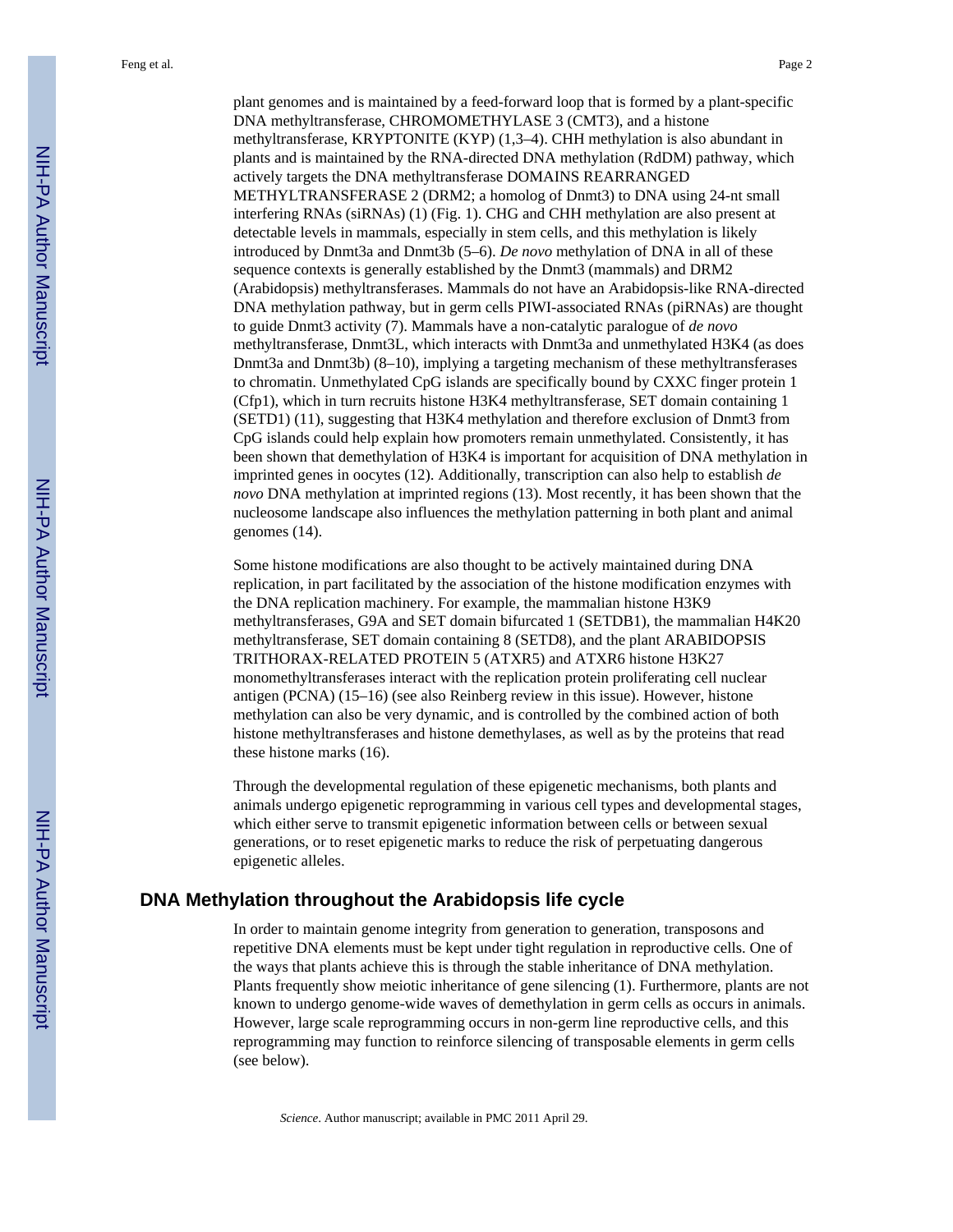plant genomes and is maintained by a feed-forward loop that is formed by a plant-specific DNA methyltransferase, CHROMOMETHYLASE 3 (CMT3), and a histone methyltransferase, KRYPTONITE (KYP) (1,3–4). CHH methylation is also abundant in plants and is maintained by the RNA-directed DNA methylation (RdDM) pathway, which actively targets the DNA methyltransferase DOMAINS REARRANGED METHYLTRANSFERASE 2 (DRM2; a homolog of Dnmt3) to DNA using 24-nt small interfering RNAs (siRNAs) (1) (Fig. 1). CHG and CHH methylation are also present at detectable levels in mammals, especially in stem cells, and this methylation is likely introduced by Dnmt3a and Dnmt3b (5–6). *De novo* methylation of DNA in all of these sequence contexts is generally established by the Dnmt3 (mammals) and DRM2 (Arabidopsis) methyltransferases. Mammals do not have an Arabidopsis-like RNA-directed DNA methylation pathway, but in germ cells PIWI-associated RNAs (piRNAs) are thought to guide Dnmt3 activity (7). Mammals have a non-catalytic paralogue of *de novo* methyltransferase, Dnmt3L, which interacts with Dnmt3a and unmethylated H3K4 (as does Dnmt3a and Dnmt3b) (8–10), implying a targeting mechanism of these methyltransferases to chromatin. Unmethylated CpG islands are specifically bound by CXXC finger protein 1 (Cfp1), which in turn recruits histone H3K4 methyltransferase, SET domain containing 1 (SETD1) (11), suggesting that H3K4 methylation and therefore exclusion of Dnmt3 from CpG islands could help explain how promoters remain unmethylated. Consistently, it has been shown that demethylation of H3K4 is important for acquisition of DNA methylation in imprinted genes in oocytes (12). Additionally, transcription can also help to establish *de novo* DNA methylation at imprinted regions (13). Most recently, it has been shown that the nucleosome landscape also influences the methylation patterning in both plant and animal genomes (14).

Some histone modifications are also thought to be actively maintained during DNA replication, in part facilitated by the association of the histone modification enzymes with the DNA replication machinery. For example, the mammalian histone H3K9 methyltransferases, G9A and SET domain bifurcated 1 (SETDB1), the mammalian H4K20 methyltransferase, SET domain containing 8 (SETD8), and the plant ARABIDOPSIS TRITHORAX-RELATED PROTEIN 5 (ATXR5) and ATXR6 histone H3K27 monomethyltransferases interact with the replication protein proliferating cell nuclear antigen (PCNA) (15–16) (see also Reinberg review in this issue). However, histone methylation can also be very dynamic, and is controlled by the combined action of both histone methyltransferases and histone demethylases, as well as by the proteins that read these histone marks (16).

Through the developmental regulation of these epigenetic mechanisms, both plants and animals undergo epigenetic reprogramming in various cell types and developmental stages, which either serve to transmit epigenetic information between cells or between sexual generations, or to reset epigenetic marks to reduce the risk of perpetuating dangerous epigenetic alleles.

## DNA Methylation throughout the Arabidopsis life cycle

In order to maintain genome integrity from generation to generation, transposons and repetitive DNA elements must be kept under tight regulation in reproductive cells. One of the ways that plants achieve this is through the stable inheritance of DNA methylation. Plants frequently show meiotic inheritance of gene silencing (1). Furthermore, plants are not known to undergo genome-wide waves of demethylation in germ cells as occurs in animals. However, large scale reprogramming occurs in non-germ line reproductive cells, and this reprogramming may function to reinforce silencing of transposable elements in germ cells (see below).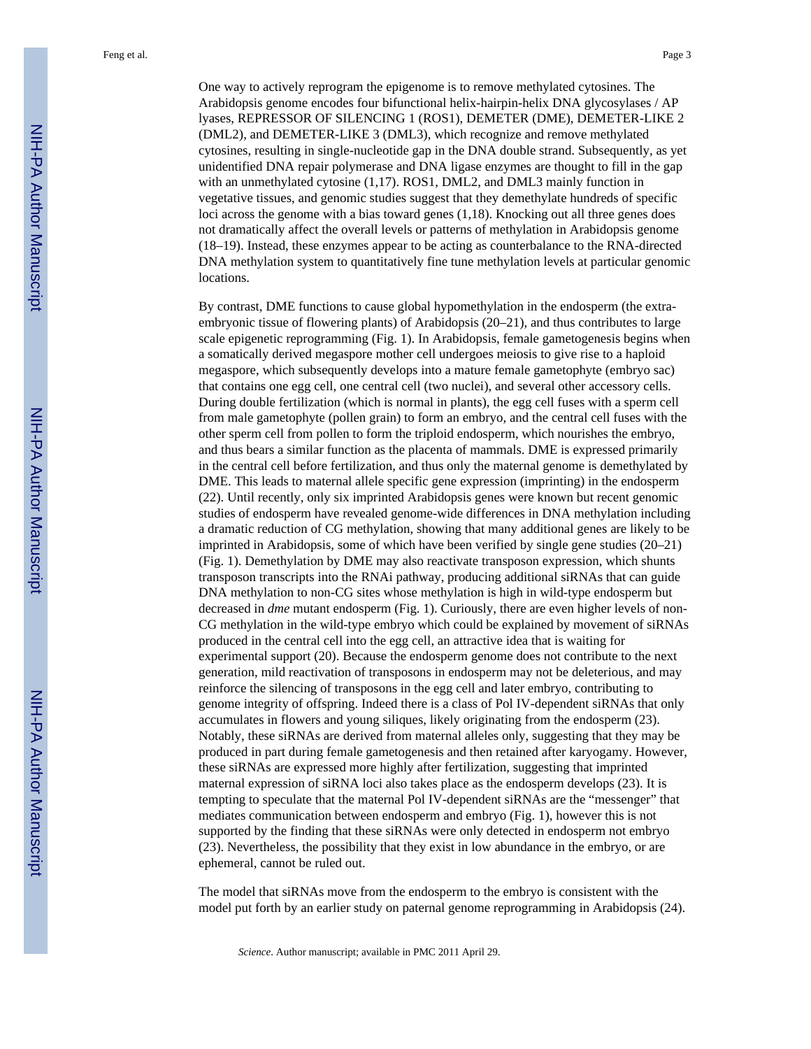One way to actively reprogram the epigenome is to remove methylated cytosines. The Arabidopsis genome encodes four bifunctional helix-hairpin-helix DNA glycosylases / AP lyases, REPRESSOR OF SILENCING 1 (ROS1), DEMETER (DME), DEMETER-LIKE 2 (DML2), and DEMETER-LIKE 3 (DML3), which recognize and remove methylated cytosines, resulting in single-nucleotide gap in the DNA double strand. Subsequently, as yet unidentified DNA repair polymerase and DNA ligase enzymes are thought to fill in the gap with an unmethylated cytosine (1,17). ROS1, DML2, and DML3 mainly function in vegetative tissues, and genomic studies suggest that they demethylate hundreds of specific loci across the genome with a bias toward genes (1,18). Knocking out all three genes does not dramatically affect the overall levels or patterns of methylation in Arabidopsis genome (18–19). Instead, these enzymes appear to be acting as counterbalance to the RNA-directed DNA methylation system to quantitatively fine tune methylation levels at particular genomic locations.

By contrast, DME functions to cause global hypomethylation in the endosperm (the extra-embryonic tissue of flowering plants) of Arabidopsis (20–21), and thus contributes to large scale epigenetic reprogramming (Fig. 1). In Arabidopsis, female gametogenesis begins when a somatically derived megaspore mother cell undergoes meiosis to give rise to a haploid megaspore, which subsequently develops into a mature female gametophyte (embryo sac) that contains one egg cell, one central cell (two nuclei), and several other accessory cells. During double fertilization (which is normal in plants), the egg cell fuses with a sperm cell from male gametophyte (pollen grain) to form an embryo, and the central cell fuses with the other sperm cell from pollen to form the triploid endosperm, which nourishes the embryo, and thus bears a similar function as the placenta of mammals. DME is expressed primarily in the central cell before fertilization, and thus only the maternal genome is demethylated by DME. This leads to maternal allele specific gene expression (imprinting) in the endosperm (22). Until recently, only six imprinted Arabidopsis genes were known but recent genomic studies of endosperm have revealed genome-wide differences in DNA methylation including a dramatic reduction of CG methylation, showing that many additional genes are likely to be imprinted in Arabidopsis, some of which have been verified by single gene studies (20–21) (Fig. 1). Demethylation by DME may also reactivate transposon expression, which shunts transposon transcripts into the RNAi pathway, producing additional siRNAs that can guide DNA methylation to non-CG sites whose methylation is high in wild-type endosperm but decreased in *dme* mutant endosperm (Fig. 1). Curiously, there are even higher levels of non-CG methylation in the wild-type embryo which could be explained by movement of siRNAs produced in the central cell into the egg cell, an attractive idea that is waiting for experimental support (20). Because the endosperm genome does not contribute to the next generation, mild reactivation of transposons in endosperm may not be deleterious, and may reinforce the silencing of transposons in the egg cell and later embryo, contributing to genome integrity of offspring. Indeed there is a class of Pol IV-dependent siRNAs that only accumulates in flowers and young siliques, likely originating from the endosperm (23). Notably, these siRNAs are derived from maternal alleles only, suggesting that they may be produced in part during female gametogenesis and then retained after karyogamy. However, these siRNAs are expressed more highly after fertilization, suggesting that imprinted maternal expression of siRNA loci also takes place as the endosperm develops (23). It is tempting to speculate that the maternal Pol IV-dependent siRNAs are the "messenger" that mediates communication between endosperm and embryo (Fig. 1), however this is not supported by the finding that these siRNAs were only detected in endosperm not embryo (23). Nevertheless, the possibility that they exist in low abundance in the embryo, or are ephemeral, cannot be ruled out.

The model that siRNAs move from the endosperm to the embryo is consistent with the model put forth by an earlier study on paternal genome reprogramming in Arabidopsis (24).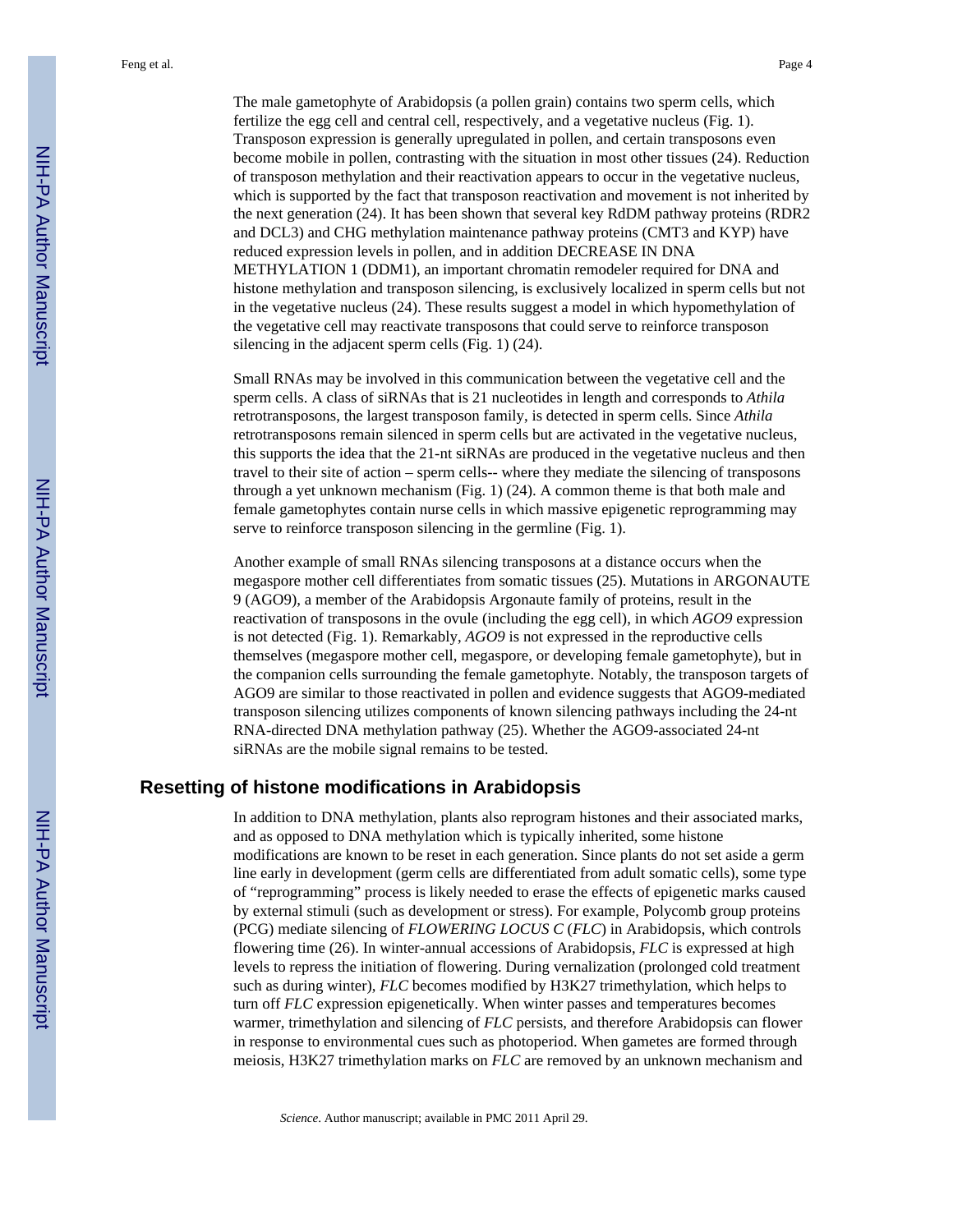The male gametophyte of Arabidopsis (a pollen grain) contains two sperm cells, which fertilize the egg cell and central cell, respectively, and a vegetative nucleus (Fig. 1). Transposon expression is generally upregulated in pollen, and certain transposons even become mobile in pollen, contrasting with the situation in most other tissues (24). Reduction of transposon methylation and their reactivation appears to occur in the vegetative nucleus, which is supported by the fact that transposon reactivation and movement is not inherited by the next generation (24). It has been shown that several key RdDM pathway proteins (RDR2 and DCL3) and CHG methylation maintenance pathway proteins (CMT3 and KYP) have reduced expression levels in pollen, and in addition DECREASE IN DNA METHYLATION 1 (DDM1), an important chromatin remodeler required for DNA and histone methylation and transposon silencing, is exclusively localized in sperm cells but not in the vegetative nucleus (24). These results suggest a model in which hypomethylation of the vegetative cell may reactivate transposons that could serve to reinforce transposon silencing in the adjacent sperm cells (Fig. 1) (24).

Small RNAs may be involved in this communication between the vegetative cell and the sperm cells. A class of siRNAs that is 21 nucleotides in length and corresponds to *Athila* retrotransposons, the largest transposon family, is detected in sperm cells. Since *Athila* retrotransposons remain silenced in sperm cells but are activated in the vegetative nucleus, this supports the idea that the 21-nt siRNAs are produced in the vegetative nucleus and then travel to their site of action – sperm cells-- where they mediate the silencing of transposons through a yet unknown mechanism (Fig. 1) (24). A common theme is that both male and female gametophytes contain nurse cells in which massive epigenetic reprogramming may serve to reinforce transposon silencing in the germline (Fig. 1).

Another example of small RNAs silencing transposons at a distance occurs when the megaspore mother cell differentiates from somatic tissues (25). Mutations in ARGONAUTE 9 (AGO9), a member of the Arabidopsis Argonaute family of proteins, result in the reactivation of transposons in the ovule (including the egg cell), in which *AGO9* expression is not detected (Fig. 1). Remarkably, *AGO9* is not expressed in the reproductive cells themselves (megaspore mother cell, megaspore, or developing female gametophyte), but in the companion cells surrounding the female gametophyte. Notably, the transposon targets of AGO9 are similar to those reactivated in pollen and evidence suggests that AGO9-mediated transposon silencing utilizes components of known silencing pathways including the 24-nt RNA-directed DNA methylation pathway (25). Whether the AGO9-associated 24-nt siRNAs are the mobile signal remains to be tested.

## Resetting of histone modifications in Arabidopsis

In addition to DNA methylation, plants also reprogram histones and their associated marks, and as opposed to DNA methylation which is typically inherited, some histone modifications are known to be reset in each generation. Since plants do not set aside a germ line early in development (germ cells are differentiated from adult somatic cells), some type of "reprogramming" process is likely needed to erase the effects of epigenetic marks caused by external stimuli (such as development or stress). For example, Polycomb group proteins (PCG) mediate silencing of *FLOWERING LOCUS C* (*FLC*) in Arabidopsis, which controls flowering time (26). In winter-annual accessions of Arabidopsis, *FLC* is expressed at high levels to repress the initiation of flowering. During vernalization (prolonged cold treatment such as during winter), *FLC* becomes modified by H3K27 trimethylation, which helps to turn off *FLC* expression epigenetically. When winter passes and temperatures becomes warmer, trimethylation and silencing of *FLC* persists, and therefore Arabidopsis can flower in response to environmental cues such as photoperiod. When gametes are formed through meiosis, H3K27 trimethylation marks on *FLC* are removed by an unknown mechanism and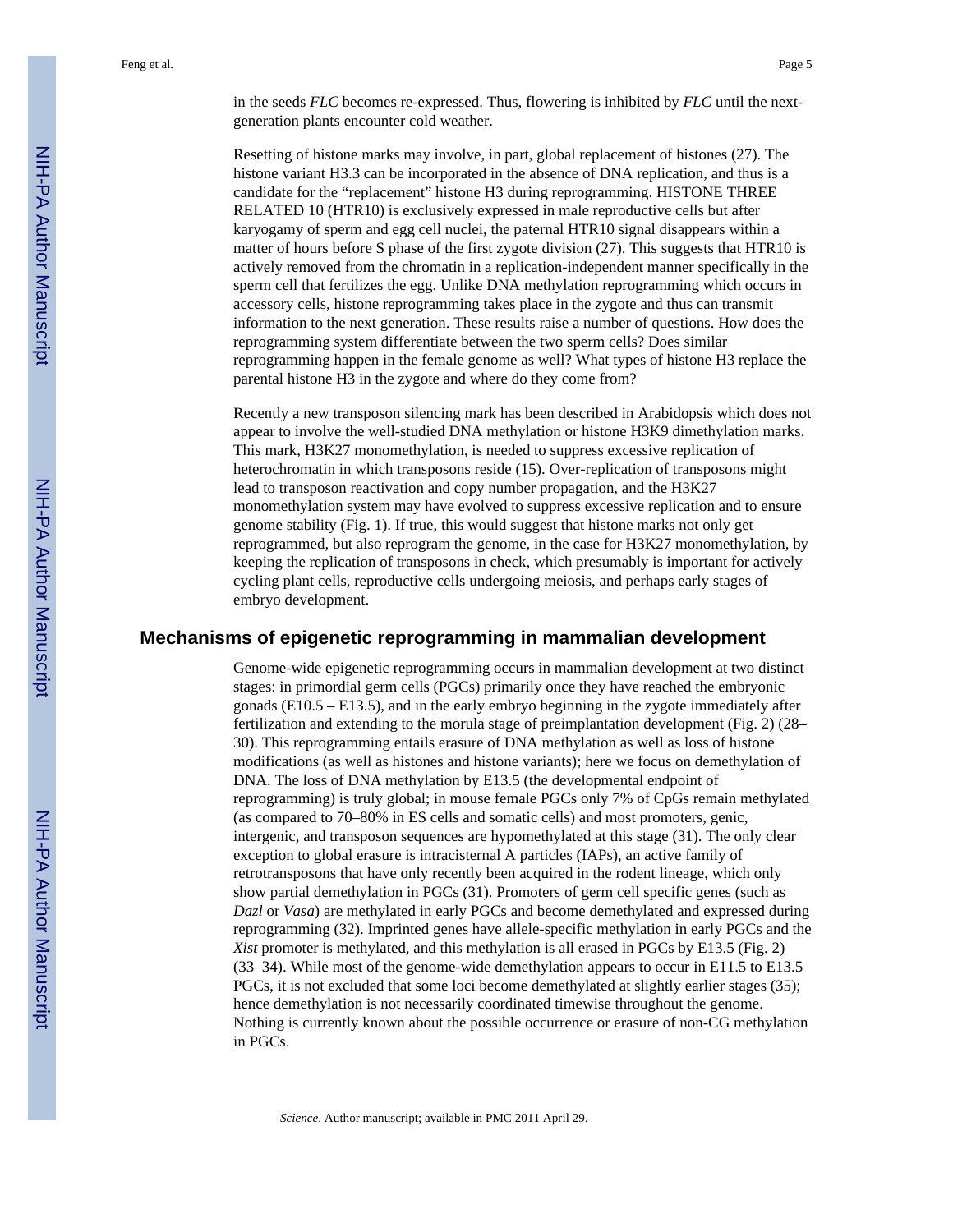in the seeds *FLC* becomes re-expressed. Thus, flowering is inhibited by *FLC* until the next-generation plants encounter cold weather.

Resetting of histone marks may involve, in part, global replacement of histones (27). The histone variant H3.3 can be incorporated in the absence of DNA replication, and thus is a candidate for the "replacement" histone H3 during reprogramming. HISTONE THREE RELATED 10 (HTR10) is exclusively expressed in male reproductive cells but after karyogamy of sperm and egg cell nuclei, the paternal HTR10 signal disappears within a matter of hours before S phase of the first zygote division (27). This suggests that HTR10 is actively removed from the chromatin in a replication-independent manner specifically in the sperm cell that fertilizes the egg. Unlike DNA methylation reprogramming which occurs in accessory cells, histone reprogramming takes place in the zygote and thus can transmit information to the next generation. These results raise a number of questions. How does the reprogramming system differentiate between the two sperm cells? Does similar reprogramming happen in the female genome as well? What types of histone H3 replace the parental histone H3 in the zygote and where do they come from?

Recently a new transposon silencing mark has been described in Arabidopsis which does not appear to involve the well-studied DNA methylation or histone H3K9 dimethylation marks. This mark, H3K27 monomethylation, is needed to suppress excessive replication of heterochromatin in which transposons reside (15). Over-replication of transposons might lead to transposon reactivation and copy number propagation, and the H3K27 monomethylation system may have evolved to suppress excessive replication and to ensure genome stability (Fig. 1). If true, this would suggest that histone marks not only get reprogrammed, but also reprogram the genome, in the case for H3K27 monomethylation, by keeping the replication of transposons in check, which presumably is important for actively cycling plant cells, reproductive cells undergoing meiosis, and perhaps early stages of embryo development.

## Mechanisms of epigenetic reprogramming in mammalian development

Genome-wide epigenetic reprogramming occurs in mammalian development at two distinct stages: in primordial germ cells (PGCs) primarily once they have reached the embryonic gonads (E10.5 – E13.5), and in the early embryo beginning in the zygote immediately after fertilization and extending to the morula stage of preimplantation development (Fig. 2) (28–30). This reprogramming entails erasure of DNA methylation as well as loss of histone modifications (as well as histones and histone variants); here we focus on demethylation of DNA. The loss of DNA methylation by E13.5 (the developmental endpoint of reprogramming) is truly global; in mouse female PGCs only 7% of CpGs remain methylated (as compared to 70–80% in ES cells and somatic cells) and most promoters, genic, intergenic, and transposon sequences are hypomethylated at this stage (31). The only clear exception to global erasure is intracisternal A particles (IAPs), an active family of retrotransposons that have only recently been acquired in the rodent lineage, which only show partial demethylation in PGCs (31). Promoters of germ cell specific genes (such as *Dazl* or *Vasa*) are methylated in early PGCs and become demethylated and expressed during reprogramming (32). Imprinted genes have allele-specific methylation in early PGCs and the *Xist* promoter is methylated, and this methylation is all erased in PGCs by E13.5 (Fig. 2) (33–34). While most of the genome-wide demethylation appears to occur in E11.5 to E13.5 PGCs, it is not excluded that some loci become demethylated at slightly earlier stages (35); hence demethylation is not necessarily coordinated timewise throughout the genome. Nothing is currently known about the possible occurrence or erasure of non-CG methylation in PGCs.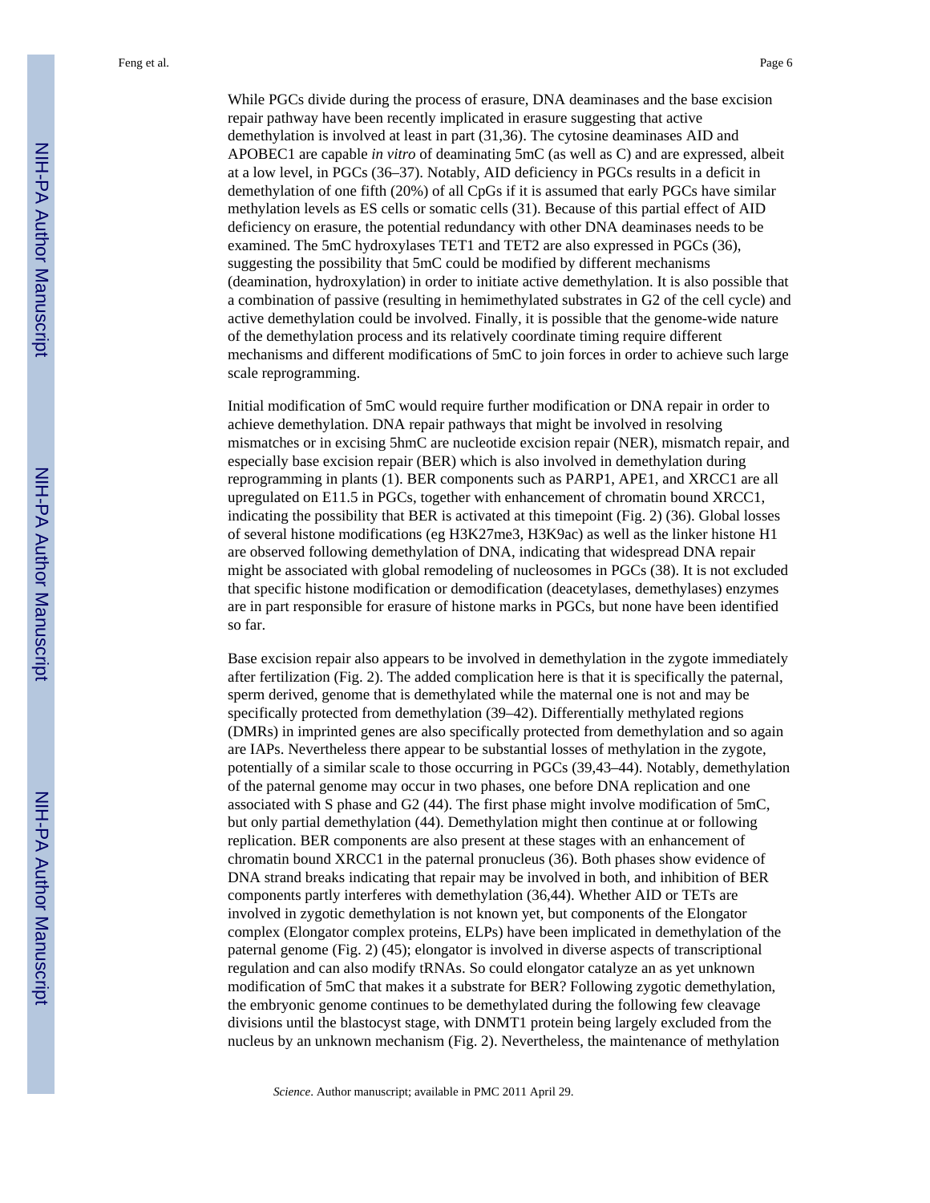While PGCs divide during the process of erasure, DNA deaminases and the base excision repair pathway have been recently implicated in erasure suggesting that active demethylation is involved at least in part (31,36). The cytosine deaminases AID and APOBEC1 are capable *in vitro* of deaminating 5mC (as well as C) and are expressed, albeit at a low level, in PGCs (36–37). Notably, AID deficiency in PGCs results in a deficit in demethylation of one fifth (20%) of all CpGs if it is assumed that early PGCs have similar methylation levels as ES cells or somatic cells (31). Because of this partial effect of AID deficiency on erasure, the potential redundancy with other DNA deaminases needs to be examined. The 5mC hydroxylases TET1 and TET2 are also expressed in PGCs (36), suggesting the possibility that 5mC could be modified by different mechanisms (deamination, hydroxylation) in order to initiate active demethylation. It is also possible that a combination of passive (resulting in hemimethylated substrates in G2 of the cell cycle) and active demethylation could be involved. Finally, it is possible that the genome-wide nature of the demethylation process and its relatively coordinate timing require different mechanisms and different modifications of 5mC to join forces in order to achieve such large scale reprogramming.

Initial modification of 5mC would require further modification or DNA repair in order to achieve demethylation. DNA repair pathways that might be involved in resolving mismatches or in excising 5hmC are nucleotide excision repair (NER), mismatch repair, and especially base excision repair (BER) which is also involved in demethylation during reprogramming in plants (1). BER components such as PARP1, APE1, and XRCC1 are all upregulated on E11.5 in PGCs, together with enhancement of chromatin bound XRCC1, indicating the possibility that BER is activated at this timepoint (Fig. 2) (36). Global losses of several histone modifications (eg H3K27me3, H3K9ac) as well as the linker histone H1 are observed following demethylation of DNA, indicating that widespread DNA repair might be associated with global remodeling of nucleosomes in PGCs (38). It is not excluded that specific histone modification or demodification (deacetylases, demethylases) enzymes are in part responsible for erasure of histone marks in PGCs, but none have been identified so far.

Base excision repair also appears to be involved in demethylation in the zygote immediately after fertilization (Fig. 2). The added complication here is that it is specifically the paternal, sperm derived, genome that is demethylated while the maternal one is not and may be specifically protected from demethylation (39–42). Differentially methylated regions (DMRs) in imprinted genes are also specifically protected from demethylation and so again are IAPs. Nevertheless there appear to be substantial losses of methylation in the zygote, potentially of a similar scale to those occurring in PGCs (39,43–44). Notably, demethylation of the paternal genome may occur in two phases, one before DNA replication and one associated with S phase and G2 (44). The first phase might involve modification of 5mC, but only partial demethylation (44). Demethylation might then continue at or following replication. BER components are also present at these stages with an enhancement of chromatin bound XRCC1 in the paternal pronucleus (36). Both phases show evidence of DNA strand breaks indicating that repair may be involved in both, and inhibition of BER components partly interferes with demethylation (36,44). Whether AID or TETs are involved in zygotic demethylation is not known yet, but components of the Elongator complex (Elongator complex proteins, ELPs) have been implicated in demethylation of the paternal genome (Fig. 2) (45); elongator is involved in diverse aspects of transcriptional regulation and can also modify tRNAs. So could elongator catalyze an as yet unknown modification of 5mC that makes it a substrate for BER? Following zygotic demethylation, the embryonic genome continues to be demethylated during the following few cleavage divisions until the blastocyst stage, with DNMT1 protein being largely excluded from the nucleus by an unknown mechanism (Fig. 2). Nevertheless, the maintenance of methylation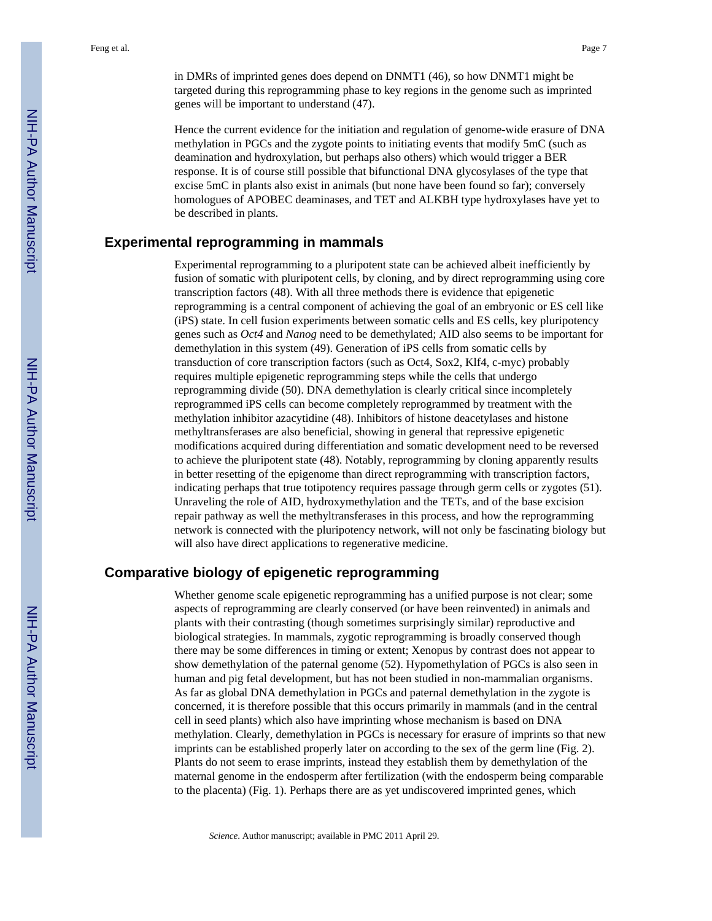in DMRs of imprinted genes does depend on DNMT1 (46), so how DNMT1 might be targeted during this reprogramming phase to key regions in the genome such as imprinted genes will be important to understand (47).

Hence the current evidence for the initiation and regulation of genome-wide erasure of DNA methylation in PGCs and the zygote points to initiating events that modify 5mC (such as deamination and hydroxylation, but perhaps also others) which would trigger a BER response. It is of course still possible that bifunctional DNA glycosylases of the type that excise 5mC in plants also exist in animals (but none have been found so far); conversely homologues of APOBEC deaminases, and TET and ALKBH type hydroxylases have yet to be described in plants.

## Experimental reprogramming in mammals

Experimental reprogramming to a pluripotent state can be achieved albeit inefficiently by fusion of somatic with pluripotent cells, by cloning, and by direct reprogramming using core transcription factors (48). With all three methods there is evidence that epigenetic reprogramming is a central component of achieving the goal of an embryonic or ES cell like (iPS) state. In cell fusion experiments between somatic cells and ES cells, key pluripotency genes such as *Oct4* and *Nanog* need to be demethylated; AID also seems to be important for demethylation in this system (49). Generation of iPS cells from somatic cells by transduction of core transcription factors (such as Oct4, Sox2, Klf4, c-myc) probably requires multiple epigenetic reprogramming steps while the cells that undergo reprogramming divide (50). DNA demethylation is clearly critical since incompletely reprogrammed iPS cells can become completely reprogrammed by treatment with the methylation inhibitor azacytidine (48). Inhibitors of histone deacetylases and histone methyltransferases are also beneficial, showing in general that repressive epigenetic modifications acquired during differentiation and somatic development need to be reversed to achieve the pluripotent state (48). Notably, reprogramming by cloning apparently results in better resetting of the epigenome than direct reprogramming with transcription factors, indicating perhaps that true totipotency requires passage through germ cells or zygotes (51). Unraveling the role of AID, hydroxymethylation and the TETs, and of the base excision repair pathway as well the methyltransferases in this process, and how the reprogramming network is connected with the pluripotency network, will not only be fascinating biology but will also have direct applications to regenerative medicine.

## Comparative biology of epigenetic reprogramming

Whether genome scale epigenetic reprogramming has a unified purpose is not clear; some aspects of reprogramming are clearly conserved (or have been reinvented) in animals and plants with their contrasting (though sometimes surprisingly similar) reproductive and biological strategies. In mammals, zygotic reprogramming is broadly conserved though there may be some differences in timing or extent; Xenopus by contrast does not appear to show demethylation of the paternal genome (52). Hypomethylation of PGCs is also seen in human and pig fetal development, but has not been studied in non-mammalian organisms. As far as global DNA demethylation in PGCs and paternal demethylation in the zygote is concerned, it is therefore possible that this occurs primarily in mammals (and in the central cell in seed plants) which also have imprinting whose mechanism is based on DNA methylation. Clearly, demethylation in PGCs is necessary for erasure of imprints so that new imprints can be established properly later on according to the sex of the germ line (Fig. 2). Plants do not seem to erase imprints, instead they establish them by demethylation of the maternal genome in the endosperm after fertilization (with the endosperm being comparable to the placenta) (Fig. 1). Perhaps there are as yet undiscovered imprinted genes, which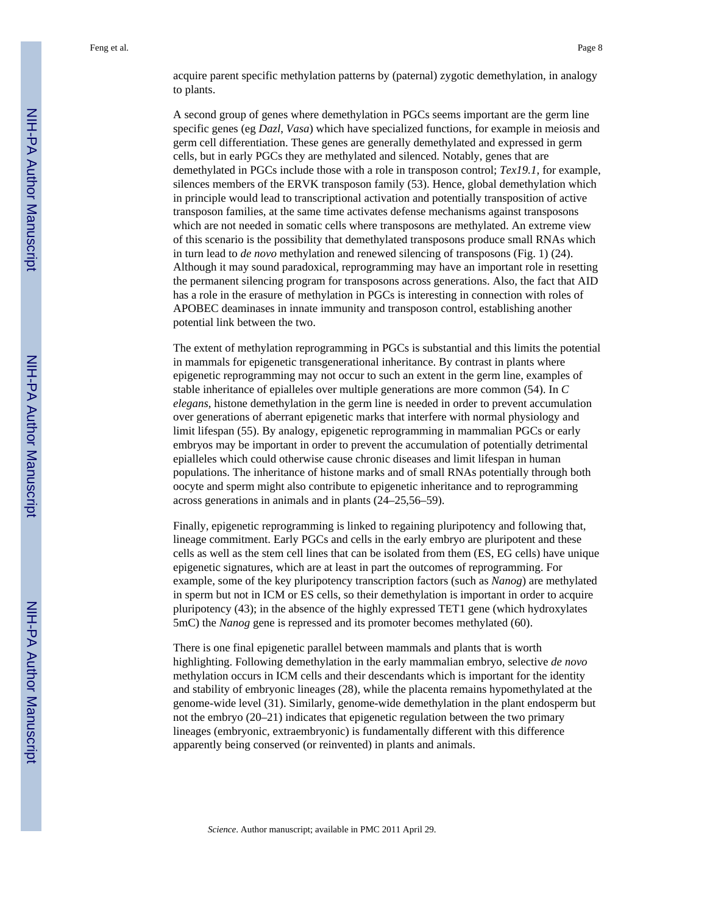acquire parent specific methylation patterns by (paternal) zygotic demethylation, in analogy to plants.

A second group of genes where demethylation in PGCs seems important are the germ line specific genes (eg *Dazl*, *Vasa*) which have specialized functions, for example in meiosis and germ cell differentiation. These genes are generally demethylated and expressed in germ cells, but in early PGCs they are methylated and silenced. Notably, genes that are demethylated in PGCs include those with a role in transposon control; *Tex19.1*, for example, silences members of the ERVK transposon family (53). Hence, global demethylation which in principle would lead to transcriptional activation and potentially transposition of active transposon families, at the same time activates defense mechanisms against transposons which are not needed in somatic cells where transposons are methylated. An extreme view of this scenario is the possibility that demethylated transposons produce small RNAs which in turn lead to *de novo* methylation and renewed silencing of transposons (Fig. 1) (24). Although it may sound paradoxical, reprogramming may have an important role in resetting the permanent silencing program for transposons across generations. Also, the fact that AID has a role in the erasure of methylation in PGCs is interesting in connection with roles of APOBEC deaminases in innate immunity and transposon control, establishing another potential link between the two.

The extent of methylation reprogramming in PGCs is substantial and this limits the potential in mammals for epigenetic transgenerational inheritance. By contrast in plants where epigenetic reprogramming may not occur to such an extent in the germ line, examples of stable inheritance of epialleles over multiple generations are more common (54). In *C elegans*, histone demethylation in the germ line is needed in order to prevent accumulation over generations of aberrant epigenetic marks that interfere with normal physiology and limit lifespan (55). By analogy, epigenetic reprogramming in mammalian PGCs or early embryos may be important in order to prevent the accumulation of potentially detrimental epialleles which could otherwise cause chronic diseases and limit lifespan in human populations. The inheritance of histone marks and of small RNAs potentially through both oocyte and sperm might also contribute to epigenetic inheritance and to reprogramming across generations in animals and in plants (24–25,56–59).

Finally, epigenetic reprogramming is linked to regaining pluripotency and following that, lineage commitment. Early PGCs and cells in the early embryo are pluripotent and these cells as well as the stem cell lines that can be isolated from them (ES, EG cells) have unique epigenetic signatures, which are at least in part the outcomes of reprogramming. For example, some of the key pluripotency transcription factors (such as *Nanog*) are methylated in sperm but not in ICM or ES cells, so their demethylation is important in order to acquire pluripotency (43); in the absence of the highly expressed TET1 gene (which hydroxylates 5mC) the *Nanog* gene is repressed and its promoter becomes methylated (60).

There is one final epigenetic parallel between mammals and plants that is worth highlighting. Following demethylation in the early mammalian embryo, selective *de novo* methylation occurs in ICM cells and their descendants which is important for the identity and stability of embryonic lineages (28), while the placenta remains hypomethylated at the genome-wide level (31). Similarly, genome-wide demethylation in the plant endosperm but not the embryo (20–21) indicates that epigenetic regulation between the two primary lineages (embryonic, extraembryonic) is fundamentally different with this difference apparently being conserved (or reinvented) in plants and animals.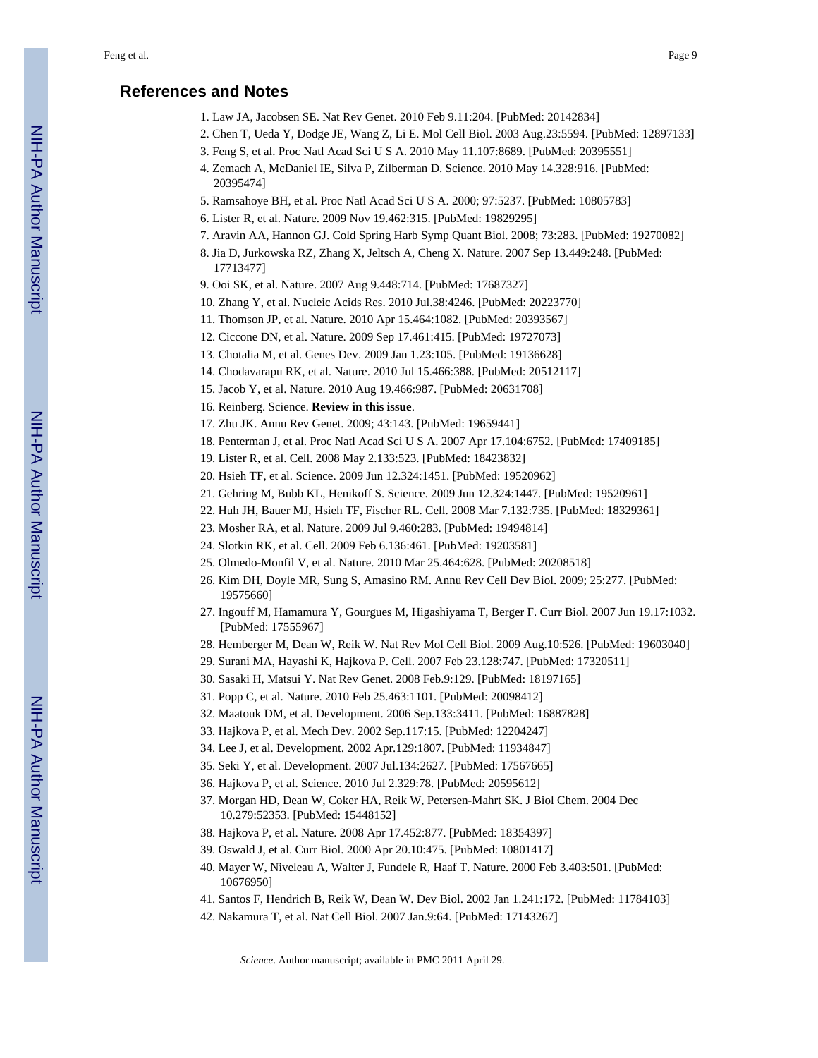## References and Notes

1. Law JA, Jacobsen SE. Nat Rev Genet. 2010 Feb 9.11:204. [PubMed: 20142834]
2. Chen T, Ueda Y, Dodge JE, Wang Z, Li E. Mol Cell Biol. 2003 Aug.23:5594. [PubMed: 12897133]
3. Feng S, et al. Proc Natl Acad Sci U S A. 2010 May 11.107:8689. [PubMed: 20395551]
4. Zemach A, McDaniel IE, Silva P, Zilberman D. Science. 2010 May 14.328:916. [PubMed: 20395474]
5. Ramsahoye BH, et al. Proc Natl Acad Sci U S A. 2000; 97:5237. [PubMed: 10805783]
6. Lister R, et al. Nature. 2009 Nov 19.462:315. [PubMed: 19829295]
7. Aravin AA, Hannon GJ. Cold Spring Harb Symp Quant Biol. 2008; 73:283. [PubMed: 19270082]
8. Jia D, Jurkowska RZ, Zhang X, Jeltsch A, Cheng X. Nature. 2007 Sep 13.449:248. [PubMed: 17713477]
9. Ooi SK, et al. Nature. 2007 Aug 9.448:714. [PubMed: 17687327]
10. Zhang Y, et al. Nucleic Acids Res. 2010 Jul.38:4246. [PubMed: 20223770]
11. Thomson JP, et al. Nature. 2010 Apr 15.464:1082. [PubMed: 20393567]
12. Ciccone DN, et al. Nature. 2009 Sep 17.461:415. [PubMed: 19727073]
13. Chotalia M, et al. Genes Dev. 2009 Jan 1.23:105. [PubMed: 19136628]
14. Chodavarapu RK, et al. Nature. 2010 Jul 15.466:388. [PubMed: 20512117]
15. Jacob Y, et al. Nature. 2010 Aug 19.466:987. [PubMed: 20631708]
16. Reinberg. Science. **Review in this issue**.
17. Zhu JK. Annu Rev Genet. 2009; 43:143. [PubMed: 19659441]
18. Penterman J, et al. Proc Natl Acad Sci U S A. 2007 Apr 17.104:6752. [PubMed: 17409185]
19. Lister R, et al. Cell. 2008 May 2.133:523. [PubMed: 18423832]
20. Hsieh TF, et al. Science. 2009 Jun 12.324:1451. [PubMed: 19520962]
21. Gehring M, Bubb KL, Henikoff S. Science. 2009 Jun 12.324:1447. [PubMed: 19520961]
22. Huh JH, Bauer MJ, Hsieh TF, Fischer RL. Cell. 2008 Mar 7.132:735. [PubMed: 18329361]
23. Mosher RA, et al. Nature. 2009 Jul 9.460:283. [PubMed: 19494814]
24. Slotkin RK, et al. Cell. 2009 Feb 6.136:461. [PubMed: 19203581]
25. Olmedo-Monfil V, et al. Nature. 2010 Mar 25.464:628. [PubMed: 20208518]
26. Kim DH, Doyle MR, Sung S, Amasino RM. Annu Rev Cell Dev Biol. 2009; 25:277. [PubMed: 19575660]
27. Ingouff M, Hamamura Y, Gourgues M, Higashiyama T, Berger F. Curr Biol. 2007 Jun 19.17:1032. [PubMed: 17555967]
28. Hemberger M, Dean W, Reik W. Nat Rev Mol Cell Biol. 2009 Aug.10:526. [PubMed: 19603040]
29. Surani MA, Hayashi K, Hajkova P. Cell. 2007 Feb 23.128:747. [PubMed: 17320511]
30. Sasaki H, Matsui Y. Nat Rev Genet. 2008 Feb.9:129. [PubMed: 18197165]
31. Popp C, et al. Nature. 2010 Feb 25.463:1101. [PubMed: 20098412]
32. Maatouk DM, et al. Development. 2006 Sep.133:3411. [PubMed: 16887828]
33. Hajkova P, et al. Mech Dev. 2002 Sep.117:15. [PubMed: 12204247]
34. Lee J, et al. Development. 2002 Apr.129:1807. [PubMed: 11934847]
35. Seki Y, et al. Development. 2007 Jul.134:2627. [PubMed: 17567665]
36. Hajkova P, et al. Science. 2010 Jul 2.329:78. [PubMed: 20595612]
37. Morgan HD, Dean W, Coker HA, Reik W, Petersen-Mahrt SK. J Biol Chem. 2004 Dec 10.279:52353. [PubMed: 15448152]
38. Hajkova P, et al. Nature. 2008 Apr 17.452:877. [PubMed: 18354397]
39. Oswald J, et al. Curr Biol. 2000 Apr 20.10:475. [PubMed: 10801417]
40. Mayer W, Niveleau A, Walter J, Fundele R, Haaf T. Nature. 2000 Feb 3.403:501. [PubMed: 10676950]
41. Santos F, Hendrich B, Reik W, Dean W. Dev Biol. 2002 Jan 1.241:172. [PubMed: 11784103]
42. Nakamura T, et al. Nat Cell Biol. 2007 Jan.9:64. [PubMed: 17143267]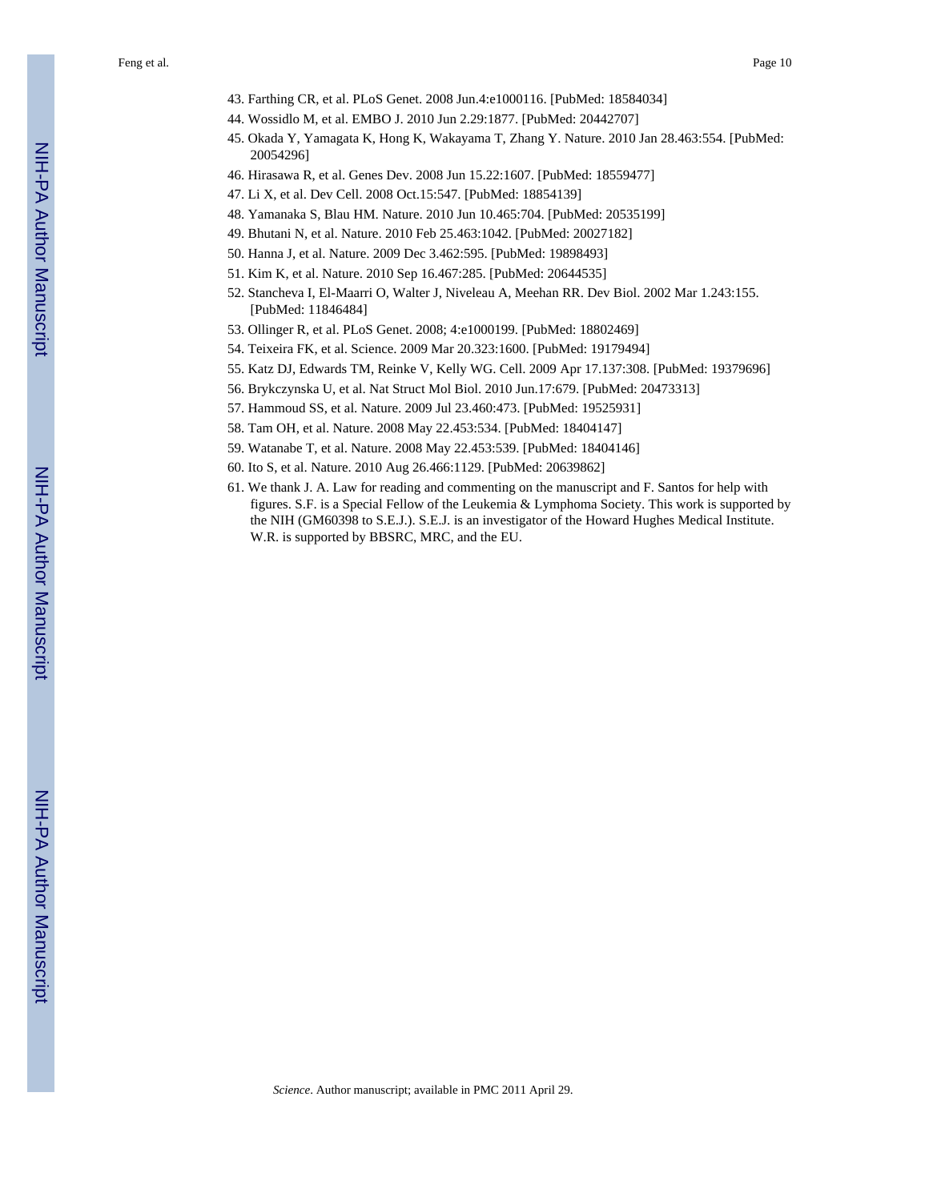43. Farthing CR, et al. PLoS Genet. 2008 Jun.4:e1000116. [PubMed: 18584034]
44. Wossidlo M, et al. EMBO J. 2010 Jun 2.29:1877. [PubMed: 20442707]
45. Okada Y, Yamagata K, Hong K, Wakayama T, Zhang Y. Nature. 2010 Jan 28.463:554. [PubMed: 20054296]
46. Hirasawa R, et al. Genes Dev. 2008 Jun 15.22:1607. [PubMed: 18559477]
47. Li X, et al. Dev Cell. 2008 Oct.15:547. [PubMed: 18854139]
48. Yamanaka S, Blau HM. Nature. 2010 Jun 10.465:704. [PubMed: 20535199]
49. Bhutani N, et al. Nature. 2010 Feb 25.463:1042. [PubMed: 20027182]
50. Hanna J, et al. Nature. 2009 Dec 3.462:595. [PubMed: 19898493]
51. Kim K, et al. Nature. 2010 Sep 16.467:285. [PubMed: 20644535]
52. Stancheva I, El-Maarri O, Walter J, Niveleau A, Meehan RR. Dev Biol. 2002 Mar 1.243:155. [PubMed: 11846484]
53. Ollinger R, et al. PLoS Genet. 2008; 4:e1000199. [PubMed: 18802469]
54. Teixeira FK, et al. Science. 2009 Mar 20.323:1600. [PubMed: 19179494]
55. Katz DJ, Edwards TM, Reinke V, Kelly WG. Cell. 2009 Apr 17.137:308. [PubMed: 19379696]
56. Brykczynska U, et al. Nat Struct Mol Biol. 2010 Jun.17:679. [PubMed: 20473313]
57. Hammoud SS, et al. Nature. 2009 Jul 23.460:473. [PubMed: 19525931]
58. Tam OH, et al. Nature. 2008 May 22.453:534. [PubMed: 18404147]
59. Watanabe T, et al. Nature. 2008 May 22.453:539. [PubMed: 18404146]
60. Ito S, et al. Nature. 2010 Aug 26.466:1129. [PubMed: 20639862]
61. We thank J. A. Law for reading and commenting on the manuscript and F. Santos for help with figures. S.F. is a Special Fellow of the Leukemia & Lymphoma Society. This work is supported by the NIH (GM60398 to S.E.J.). S.E.J. is an investigator of the Howard Hughes Medical Institute. W.R. is supported by BBSRC, MRC, and the EU.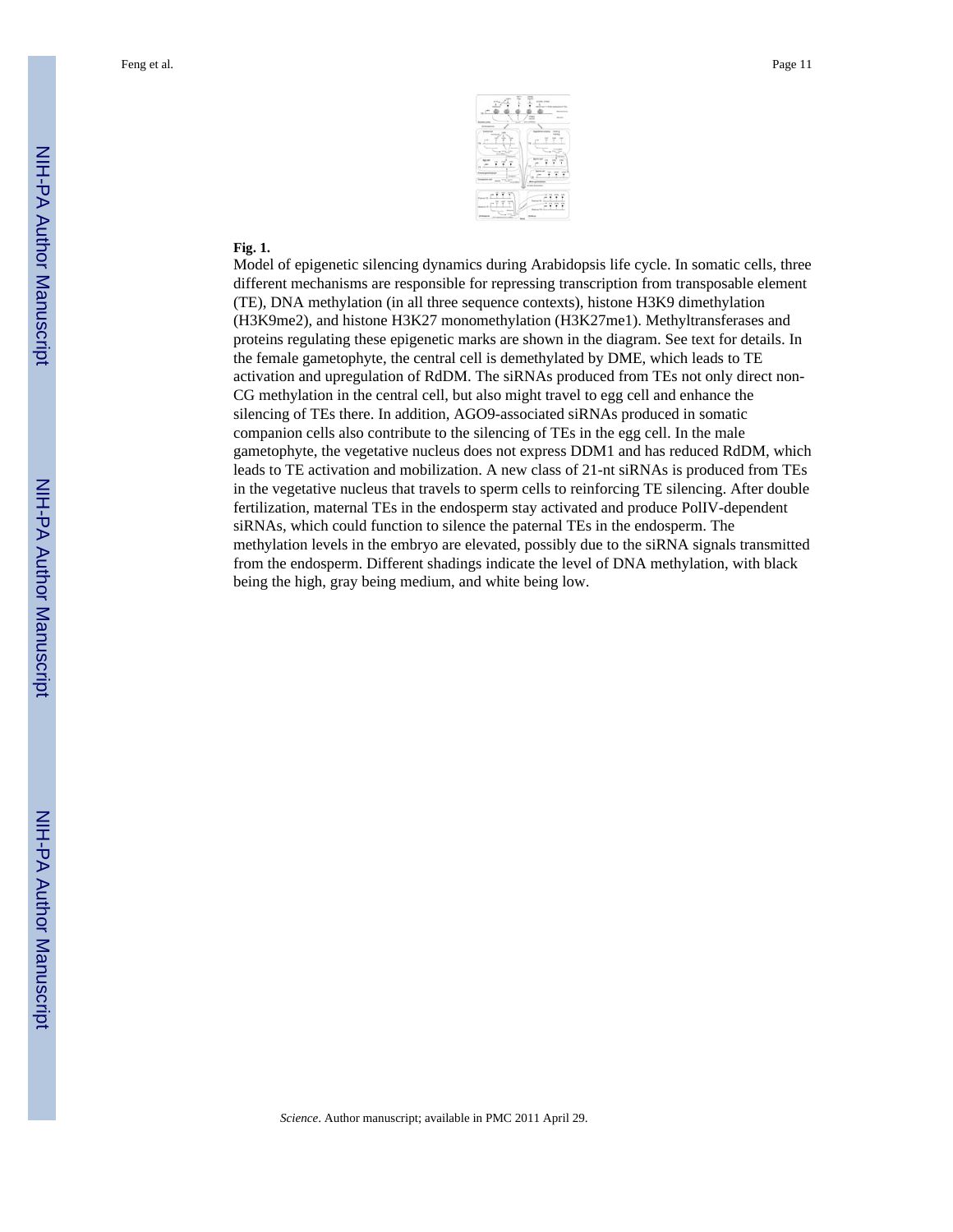**Fig. 1.**

Model of epigenetic silencing dynamics during Arabidopsis life cycle. In somatic cells, three different mechanisms are responsible for repressing transcription from transposable element (TE), DNA methylation (in all three sequence contexts), histone H3K9 dimethylation (H3K9me2), and histone H3K27 monomethylation (H3K27me1). Methyltransferases and proteins regulating these epigenetic marks are shown in the diagram. See text for details. In the female gametophyte, the central cell is demethylated by DME, which leads to TE activation and upregulation of RdDM. The siRNAs produced from TEs not only direct non-CG methylation in the central cell, but also might travel to egg cell and enhance the silencing of TEs there. In addition, AGO9-associated siRNAs produced in somatic companion cells also contribute to the silencing of TEs in the egg cell. In the male gametophyte, the vegetative nucleus does not express DDM1 and has reduced RdDM, which leads to TE activation and mobilization. A new class of 21-nt siRNAs is produced from TEs in the vegetative nucleus that travels to sperm cells to reinforcing TE silencing. After double fertilization, maternal TEs in the endosperm stay activated and produce PolIV-dependent siRNAs, which could function to silence the paternal TEs in the endosperm. The methylation levels in the embryo are elevated, possibly due to the siRNA signals transmitted from the endosperm. Different shadings indicate the level of DNA methylation, with black being the high, gray being medium, and white being low.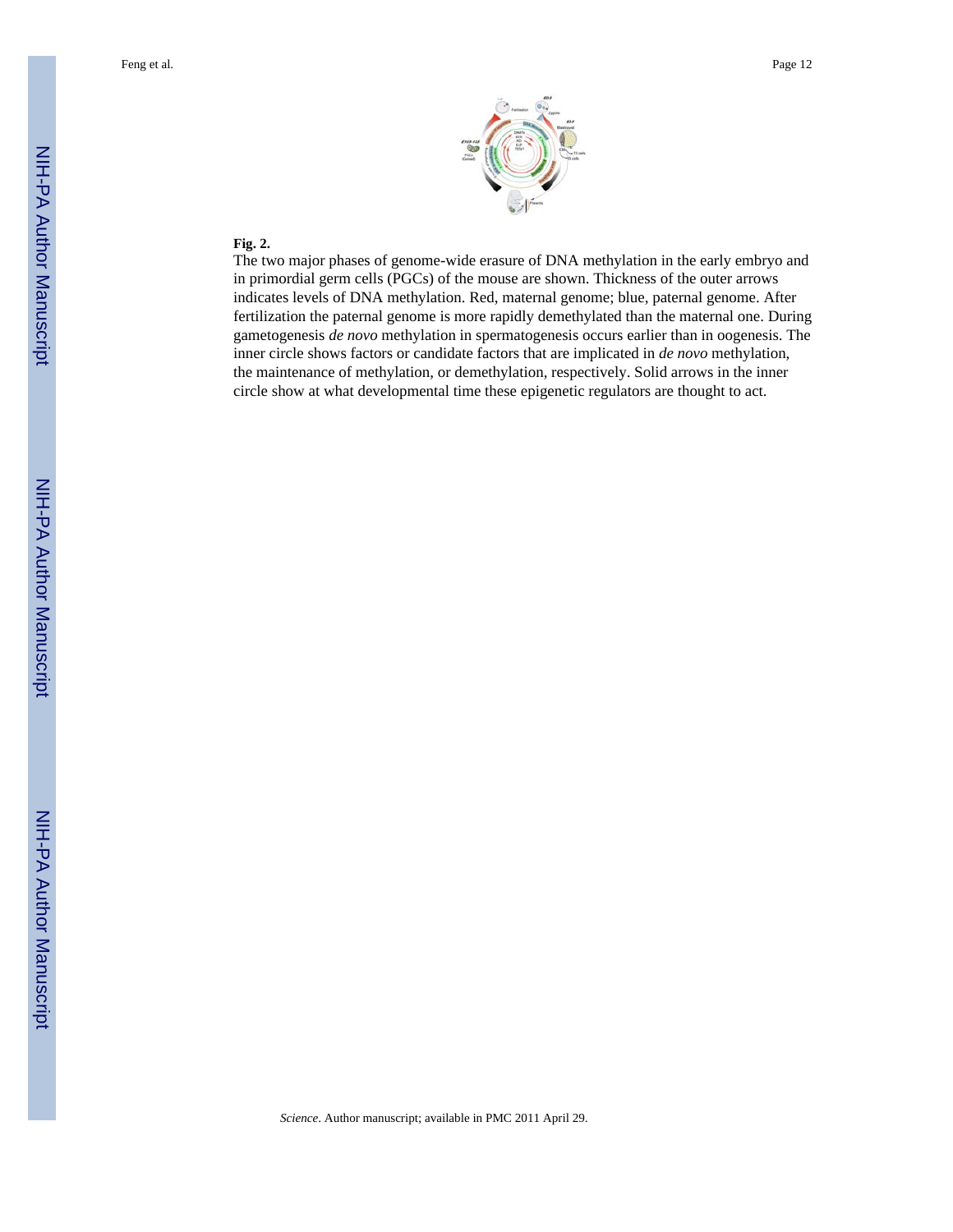**Fig. 2.**

The two major phases of genome-wide erasure of DNA methylation in the early embryo and in primordial germ cells (PGCs) of the mouse are shown. Thickness of the outer arrows indicates levels of DNA methylation. Red, maternal genome; blue, paternal genome. After fertilization the paternal genome is more rapidly demethylated than the maternal one. During gametogenesis *de novo* methylation in spermatogenesis occurs earlier than in oogenesis. The inner circle shows factors or candidate factors that are implicated in *de novo* methylation, the maintenance of methylation, or demethylation, respectively. Solid arrows in the inner circle show at what developmental time these epigenetic regulators are thought to act.